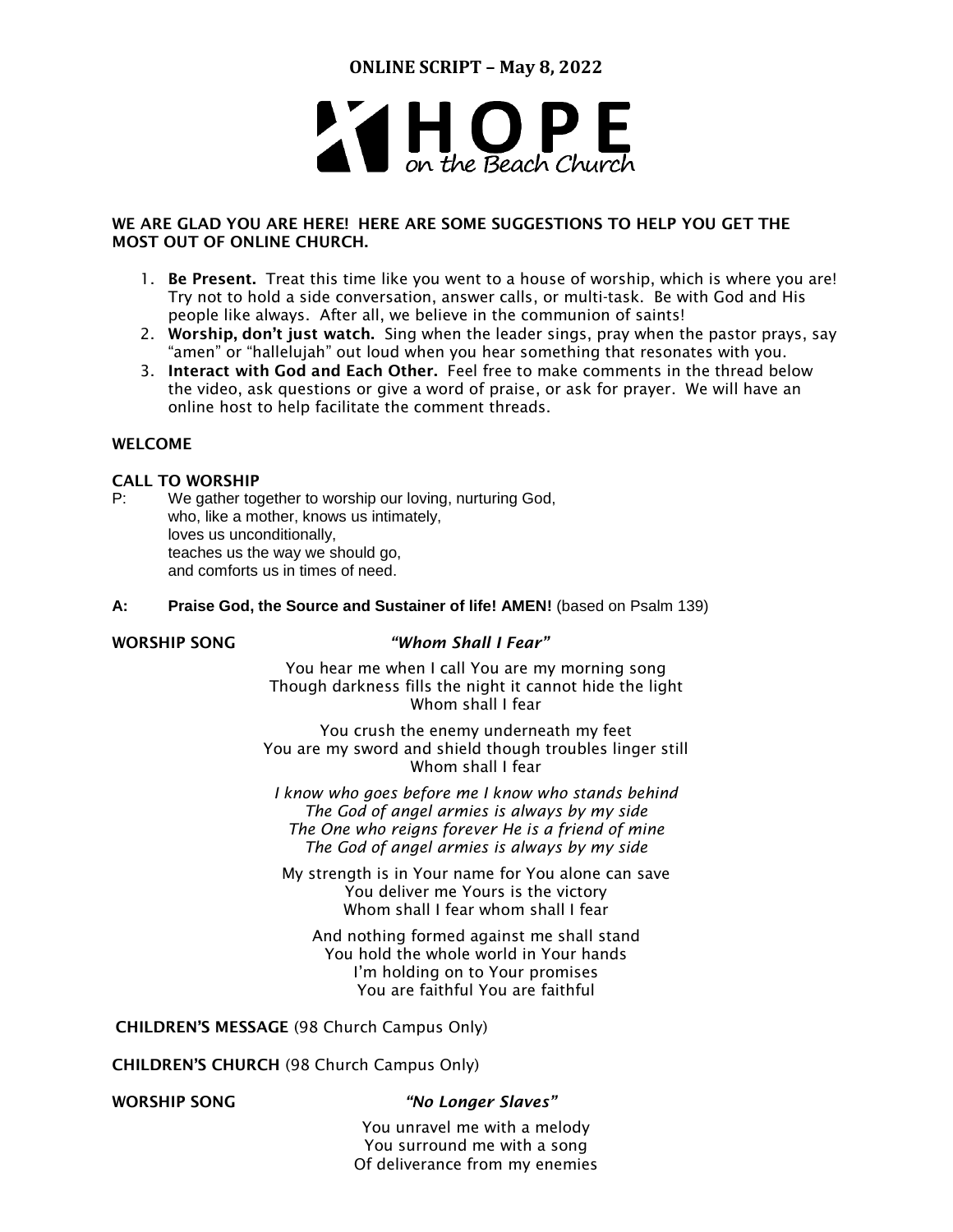# ONLINE SCRIPT – May 8, 2022

# HOPE on the Beach Church

**WE ARE GLAD YOU ARE HERE! HERE ARE SOME SUGGESTIONS TO HELP YOU GET THE MOST OUT OF ONLINE CHURCH.**

1. **Be Present.** Treat this time like you went to a house of worship, which is where you are! Try not to hold a side conversation, answer calls, or multi-task. Be with God and His people like always. After all, we believe in the communion of saints!
2. **Worship, don't just watch.** Sing when the leader sings, pray when the pastor prays, say "amen" or "hallelujah" out loud when you hear something that resonates with you.
3. **Interact with God and Each Other.** Feel free to make comments in the thread below the video, ask questions or give a word of praise, or ask for prayer. We will have an online host to help facilitate the comment threads.

**WELCOME**

**CALL TO WORSHIP**

P: We gather together to worship our loving, nurturing God,
who, like a mother, knows us intimately,
loves us unconditionally,
teaches us the way we should go,
and comforts us in times of need.

**A: Praise God, the Source and Sustainer of life! AMEN!** (based on Psalm 139)

**WORSHIP SONG** ***"Whom Shall I Fear"***

You hear me when I call You are my morning song
Though darkness fills the night it cannot hide the light
Whom shall I fear

You crush the enemy underneath my feet
You are my sword and shield though troubles linger still
Whom shall I fear

*I know who goes before me I know who stands behind*
*The God of angel armies is always by my side*
*The One who reigns forever He is a friend of mine*
*The God of angel armies is always by my side*

My strength is in Your name for You alone can save
You deliver me Yours is the victory
Whom shall I fear whom shall I fear

And nothing formed against me shall stand
You hold the whole world in Your hands
I'm holding on to Your promises
You are faithful You are faithful

**CHILDREN'S MESSAGE** (98 Church Campus Only)

**CHILDREN'S CHURCH** (98 Church Campus Only)

**WORSHIP SONG** ***"No Longer Slaves"***

You unravel me with a melody
You surround me with a song
Of deliverance from my enemies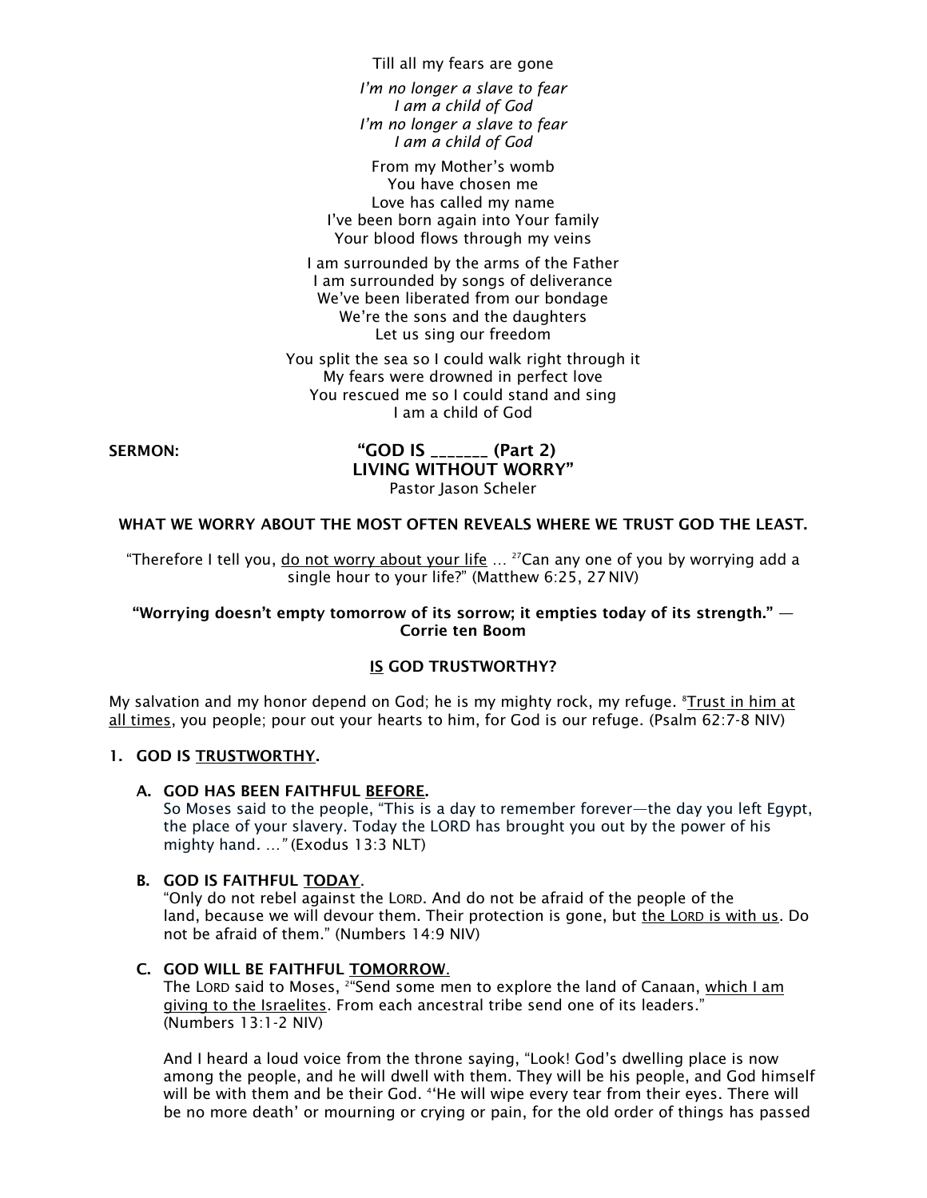Till all my fears are gone

*I'm no longer a slave to fear*
*I am a child of God*
*I'm no longer a slave to fear*
*I am a child of God*

From my Mother's womb
You have chosen me
Love has called my name
I've been born again into Your family
Your blood flows through my veins

I am surrounded by the arms of the Father
I am surrounded by songs of deliverance
We've been liberated from our bondage
We're the sons and the daughters
Let us sing our freedom

You split the sea so I could walk right through it
My fears were drowned in perfect love
You rescued me so I could stand and sing
I am a child of God

**SERMON:** **"GOD IS _______ (Part 2)**
**LIVING WITHOUT WORRY"**
Pastor Jason Scheler

**WHAT WE WORRY ABOUT THE MOST OFTEN REVEALS WHERE WE TRUST GOD THE LEAST.**

"Therefore I tell you, <u>do not worry about your life</u> … [27]Can any one of you by worrying add a single hour to your life?" (Matthew 6:25, 27 NIV)

**"Worrying doesn't empty tomorrow of its sorrow; it empties today of its strength." — Corrie ten Boom**

**<u>IS</u> GOD TRUSTWORTHY?**

My salvation and my honor depend on God; he is my mighty rock, my refuge. [8]<u>Trust in him at all times</u>, you people; pour out your hearts to him, for God is our refuge. (Psalm 62:7-8 NIV)

1. **GOD IS <u>TRUSTWORTHY</u>.**

   **A. GOD HAS BEEN FAITHFUL <u>BEFORE</u>.**
   So Moses said to the people, "This is a day to remember forever—the day you left Egypt, the place of your slavery. Today the LORD has brought you out by the power of his mighty hand. …" (Exodus 13:3 NLT)

   **B. GOD IS FAITHFUL <u>TODAY</u>.**
   "Only do not rebel against the LORD. And do not be afraid of the people of the land, because we will devour them. Their protection is gone, but <u>the LORD is with us</u>. Do not be afraid of them." (Numbers 14:9 NIV)

   **C. GOD WILL BE FAITHFUL <u>TOMORROW</u>.**
   The LORD said to Moses, [2]"Send some men to explore the land of Canaan, <u>which I am giving to the Israelites</u>. From each ancestral tribe send one of its leaders." (Numbers 13:1-2 NIV)

   And I heard a loud voice from the throne saying, "Look! God's dwelling place is now among the people, and he will dwell with them. They will be his people, and God himself will be with them and be their God. [4]'He will wipe every tear from their eyes. There will be no more death' or mourning or crying or pain, for the old order of things has passed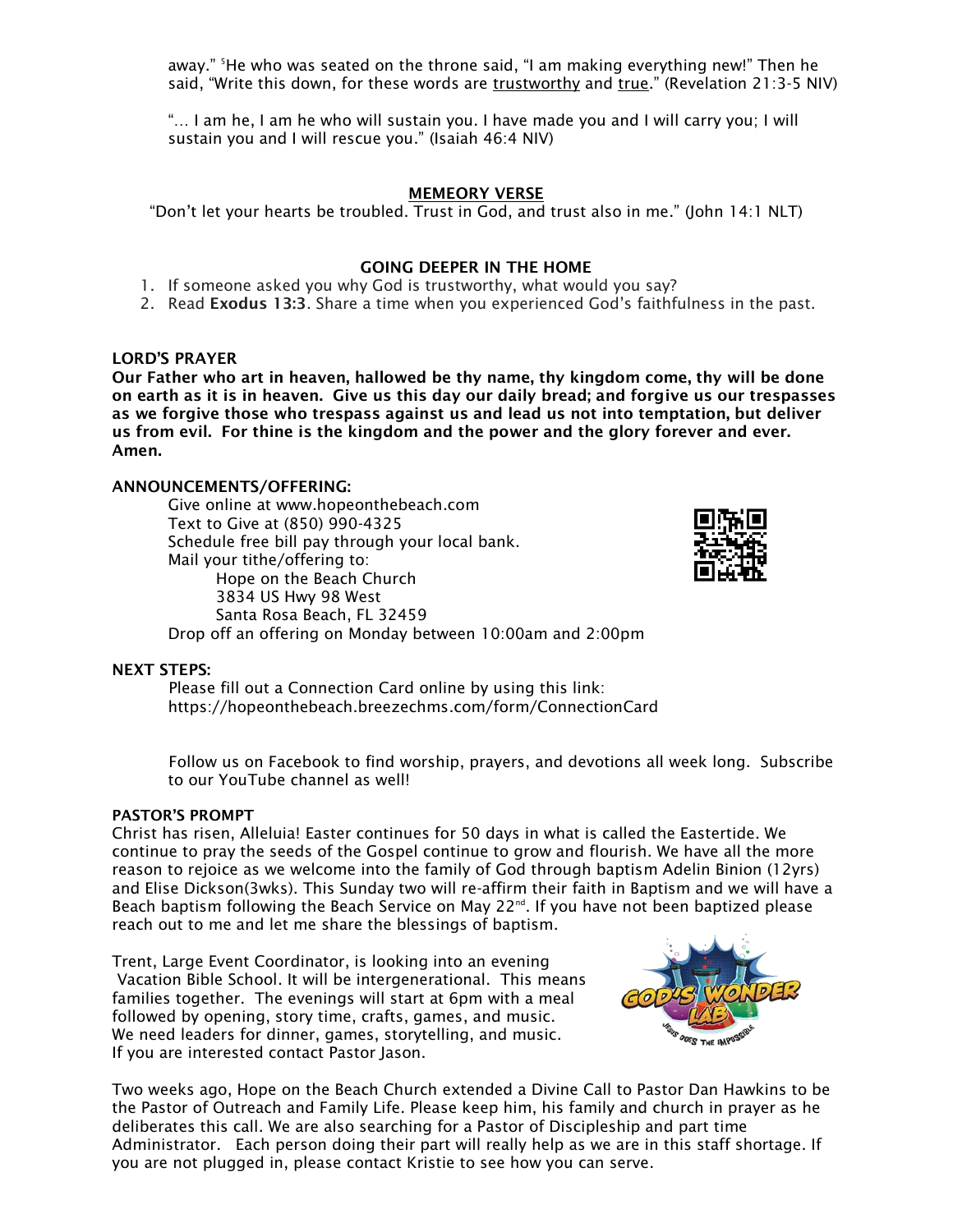away." [5]He who was seated on the throne said, "I am making everything new!" Then he said, "Write this down, for these words are trustworthy and true." (Revelation 21:3-5 NIV)

"… I am he, I am he who will sustain you. I have made you and I will carry you; I will sustain you and I will rescue you." (Isaiah 46:4 NIV)

**MEMEORY VERSE**

"Don't let your hearts be troubled. Trust in God, and trust also in me." (John 14:1 NLT)

**GOING DEEPER IN THE HOME**

1. If someone asked you why God is trustworthy, what would you say?
2. Read **Exodus 13:3**. Share a time when you experienced God's faithfulness in the past.

**LORD'S PRAYER**

**Our Father who art in heaven, hallowed be thy name, thy kingdom come, thy will be done on earth as it is in heaven. Give us this day our daily bread; and forgive us our trespasses as we forgive those who trespass against us and lead us not into temptation, but deliver us from evil. For thine is the kingdom and the power and the glory forever and ever. Amen.**

**ANNOUNCEMENTS/OFFERING:**

Give online at www.hopeonthebeach.com
Text to Give at (850) 990-4325
Schedule free bill pay through your local bank.
Mail your tithe/offering to:
Hope on the Beach Church
3834 US Hwy 98 West
Santa Rosa Beach, FL 32459
Drop off an offering on Monday between 10:00am and 2:00pm

**NEXT STEPS:**

Please fill out a Connection Card online by using this link:
https://hopeonthebeach.breezechms.com/form/ConnectionCard

Follow us on Facebook to find worship, prayers, and devotions all week long. Subscribe to our YouTube channel as well!

**PASTOR'S PROMPT**

Christ has risen, Alleluia! Easter continues for 50 days in what is called the Eastertide. We continue to pray the seeds of the Gospel continue to grow and flourish. We have all the more reason to rejoice as we welcome into the family of God through baptism Adelin Binion (12yrs) and Elise Dickson(3wks). This Sunday two will re-affirm their faith in Baptism and we will have a Beach baptism following the Beach Service on May 22nd. If you have not been baptized please reach out to me and let me share the blessings of baptism.

Trent, Large Event Coordinator, is looking into an evening Vacation Bible School. It will be intergenerational. This means families together. The evenings will start at 6pm with a meal followed by opening, story time, crafts, games, and music. We need leaders for dinner, games, storytelling, and music. If you are interested contact Pastor Jason.

Two weeks ago, Hope on the Beach Church extended a Divine Call to Pastor Dan Hawkins to be the Pastor of Outreach and Family Life. Please keep him, his family and church in prayer as he deliberates this call. We are also searching for a Pastor of Discipleship and part time Administrator. Each person doing their part will really help as we are in this staff shortage. If you are not plugged in, please contact Kristie to see how you can serve.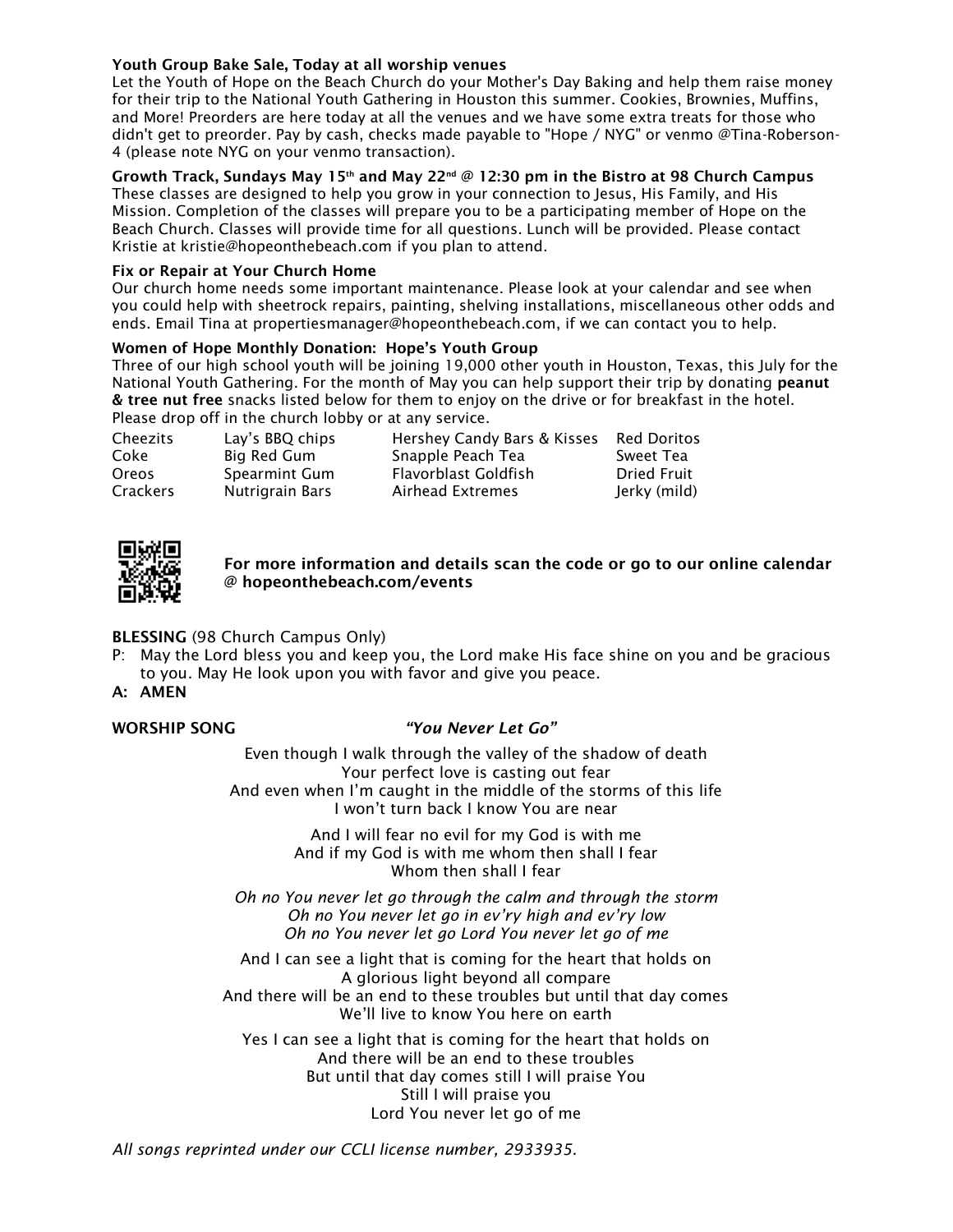**Youth Group Bake Sale, Today at all worship venues**
Let the Youth of Hope on the Beach Church do your Mother's Day Baking and help them raise money for their trip to the National Youth Gathering in Houston this summer. Cookies, Brownies, Muffins, and More! Preorders are here today at all the venues and we have some extra treats for those who didn't get to preorder. Pay by cash, checks made payable to "Hope / NYG" or venmo @Tina-Roberson-4 (please note NYG on your venmo transaction).

**Growth Track, Sundays May 15th and May 22nd @ 12:30 pm in the Bistro at 98 Church Campus**
These classes are designed to help you grow in your connection to Jesus, His Family, and His Mission. Completion of the classes will prepare you to be a participating member of Hope on the Beach Church. Classes will provide time for all questions. Lunch will be provided. Please contact Kristie at kristie@hopeonthebeach.com if you plan to attend.

**Fix or Repair at Your Church Home**
Our church home needs some important maintenance. Please look at your calendar and see when you could help with sheetrock repairs, painting, shelving installations, miscellaneous other odds and ends. Email Tina at propertiesmanager@hopeonthebeach.com, if we can contact you to help.

**Women of Hope Monthly Donation: Hope's Youth Group**
Three of our high school youth will be joining 19,000 other youth in Houston, Texas, this July for the National Youth Gathering. For the month of May you can help support their trip by donating **peanut & tree nut free** snacks listed below for them to enjoy on the drive or for breakfast in the hotel. Please drop off in the church lobby or at any service.

| | | | |
|---|---|---|---|
| Cheezits | Lay's BBQ chips | Hershey Candy Bars & Kisses | Red Doritos |
| Coke | Big Red Gum | Snapple Peach Tea | Sweet Tea |
| Oreos | Spearmint Gum | Flavorblast Goldfish | Dried Fruit |
| Crackers | Nutrigrain Bars | Airhead Extremes | Jerky (mild) |

**For more information and details scan the code or go to our online calendar @ hopeonthebeach.com/events**

**BLESSING** (98 Church Campus Only)
P: May the Lord bless you and keep you, the Lord make His face shine on you and be gracious to you. May He look upon you with favor and give you peace.
**A: AMEN**

**WORSHIP SONG** ***"You Never Let Go"***

Even though I walk through the valley of the shadow of death
Your perfect love is casting out fear
And even when I'm caught in the middle of the storms of this life
I won't turn back I know You are near

And I will fear no evil for my God is with me
And if my God is with me whom then shall I fear
Whom then shall I fear

*Oh no You never let go through the calm and through the storm*
*Oh no You never let go in ev'ry high and ev'ry low*
*Oh no You never let go Lord You never let go of me*

And I can see a light that is coming for the heart that holds on
A glorious light beyond all compare
And there will be an end to these troubles but until that day comes
We'll live to know You here on earth

Yes I can see a light that is coming for the heart that holds on
And there will be an end to these troubles
But until that day comes still I will praise You
Still I will praise you
Lord You never let go of me

*All songs reprinted under our CCLI license number, 2933935.*